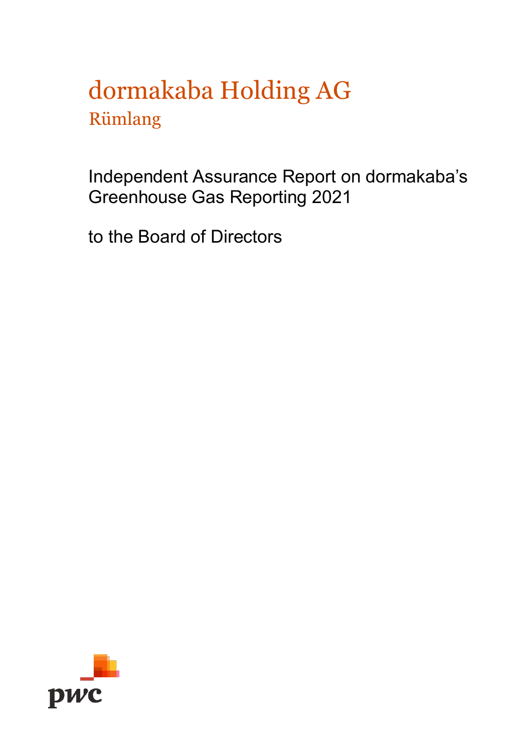# dormakaba Holding AG
## Rümlang

Independent Assurance Report on dormakaba's Greenhouse Gas Reporting 2021

to the Board of Directors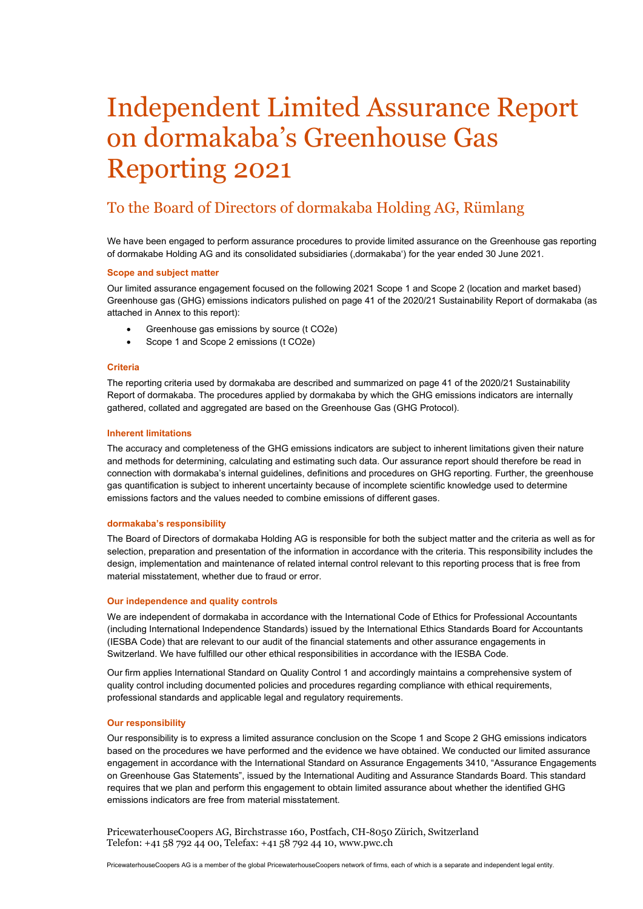# Independent Limited Assurance Report on dormakaba's Greenhouse Gas Reporting 2021

## To the Board of Directors of dormakaba Holding AG, Rümlang

We have been engaged to perform assurance procedures to provide limited assurance on the Greenhouse gas reporting of dormakabe Holding AG and its consolidated subsidiaries (‚dormakaba') for the year ended 30 June 2021.

### Scope and subject matter

Our limited assurance engagement focused on the following 2021 Scope 1 and Scope 2 (location and market based) Greenhouse gas (GHG) emissions indicators pulished on page 41 of the 2020/21 Sustainability Report of dormakaba (as attached in Annex to this report):

- Greenhouse gas emissions by source (t $CO_2e$)
- Scope 1 and Scope 2 emissions (t $CO_2e$)

### Criteria

The reporting criteria used by dormakaba are described and summarized on page 41 of the 2020/21 Sustainability Report of dormakaba. The procedures applied by dormakaba by which the GHG emissions indicators are internally gathered, collated and aggregated are based on the Greenhouse Gas (GHG Protocol).

### Inherent limitations

The accuracy and completeness of the GHG emissions indicators are subject to inherent limitations given their nature and methods for determining, calculating and estimating such data. Our assurance report should therefore be read in connection with dormakaba's internal guidelines, definitions and procedures on GHG reporting. Further, the greenhouse gas quantification is subject to inherent uncertainty because of incomplete scientific knowledge used to determine emissions factors and the values needed to combine emissions of different gases.

### dormakaba's responsibility

The Board of Directors of dormakaba Holding AG is responsible for both the subject matter and the criteria as well as for selection, preparation and presentation of the information in accordance with the criteria. This responsibility includes the design, implementation and maintenance of related internal control relevant to this reporting process that is free from material misstatement, whether due to fraud or error.

### Our independence and quality controls

We are independent of dormakaba in accordance with the International Code of Ethics for Professional Accountants (including International Independence Standards) issued by the International Ethics Standards Board for Accountants (IESBA Code) that are relevant to our audit of the financial statements and other assurance engagements in Switzerland. We have fulfilled our other ethical responsibilities in accordance with the IESBA Code.

Our firm applies International Standard on Quality Control 1 and accordingly maintains a comprehensive system of quality control including documented policies and procedures regarding compliance with ethical requirements, professional standards and applicable legal and regulatory requirements.

### Our responsibility

Our responsibility is to express a limited assurance conclusion on the Scope 1 and Scope 2 GHG emissions indicators based on the procedures we have performed and the evidence we have obtained. We conducted our limited assurance engagement in accordance with the International Standard on Assurance Engagements 3410, "Assurance Engagements on Greenhouse Gas Statements", issued by the International Auditing and Assurance Standards Board. This standard requires that we plan and perform this engagement to obtain limited assurance about whether the identified GHG emissions indicators are free from material misstatement.

PricewaterhouseCoopers AG, Birchstrasse 160, Postfach, CH-8050 Zürich, Switzerland
Telefon: +41 58 792 44 00, Telefax: +41 58 792 44 10, www.pwc.ch

PricewaterhouseCoopers AG is a member of the global PricewaterhouseCoopers network of firms, each of which is a separate and independent legal entity.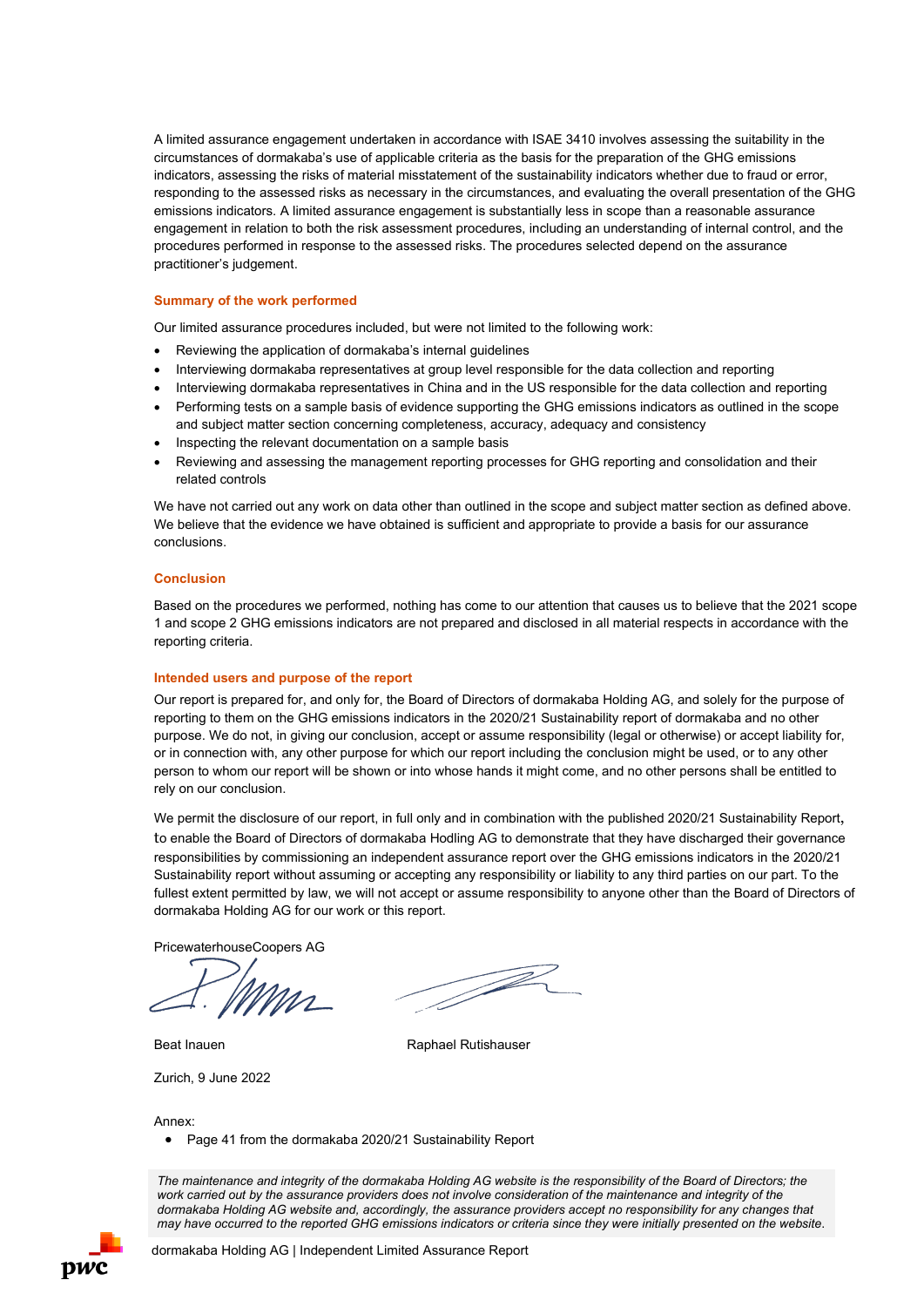A limited assurance engagement undertaken in accordance with ISAE 3410 involves assessing the suitability in the circumstances of dormakaba's use of applicable criteria as the basis for the preparation of the GHG emissions indicators, assessing the risks of material misstatement of the sustainability indicators whether due to fraud or error, responding to the assessed risks as necessary in the circumstances, and evaluating the overall presentation of the GHG emissions indicators. A limited assurance engagement is substantially less in scope than a reasonable assurance engagement in relation to both the risk assessment procedures, including an understanding of internal control, and the procedures performed in response to the assessed risks. The procedures selected depend on the assurance practitioner's judgement.

## Summary of the work performed

Our limited assurance procedures included, but were not limited to the following work:

- Reviewing the application of dormakaba's internal guidelines
- Interviewing dormakaba representatives at group level responsible for the data collection and reporting
- Interviewing dormakaba representatives in China and in the US responsible for the data collection and reporting
- Performing tests on a sample basis of evidence supporting the GHG emissions indicators as outlined in the scope and subject matter section concerning completeness, accuracy, adequacy and consistency
- Inspecting the relevant documentation on a sample basis
- Reviewing and assessing the management reporting processes for GHG reporting and consolidation and their related controls

We have not carried out any work on data other than outlined in the scope and subject matter section as defined above. We believe that the evidence we have obtained is sufficient and appropriate to provide a basis for our assurance conclusions.

## Conclusion

Based on the procedures we performed, nothing has come to our attention that causes us to believe that the 2021 scope 1 and scope 2 GHG emissions indicators are not prepared and disclosed in all material respects in accordance with the reporting criteria.

## Intended users and purpose of the report

Our report is prepared for, and only for, the Board of Directors of dormakaba Holding AG, and solely for the purpose of reporting to them on the GHG emissions indicators in the 2020/21 Sustainability report of dormakaba and no other purpose. We do not, in giving our conclusion, accept or assume responsibility (legal or otherwise) or accept liability for, or in connection with, any other purpose for which our report including the conclusion might be used, or to any other person to whom our report will be shown or into whose hands it might come, and no other persons shall be entitled to rely on our conclusion.

We permit the disclosure of our report, in full only and in combination with the published 2020/21 Sustainability Report, to enable the Board of Directors of dormakaba Hodling AG to demonstrate that they have discharged their governance responsibilities by commissioning an independent assurance report over the GHG emissions indicators in the 2020/21 Sustainability report without assuming or accepting any responsibility or liability to any third parties on our part. To the fullest extent permitted by law, we will not accept or assume responsibility to anyone other than the Board of Directors of dormakaba Holding AG for our work or this report.

PricewaterhouseCoopers AG

Beat Inauen　　　　　　　　　　Raphael Rutishauser

Zurich, 9 June 2022

Annex:

- Page 41 from the dormakaba 2020/21 Sustainability Report

*The maintenance and integrity of the dormakaba Holding AG website is the responsibility of the Board of Directors; the work carried out by the assurance providers does not involve consideration of the maintenance and integrity of the dormakaba Holding AG website and, accordingly, the assurance providers accept no responsibility for any changes that may have occurred to the reported GHG emissions indicators or criteria since they were initially presented on the website.*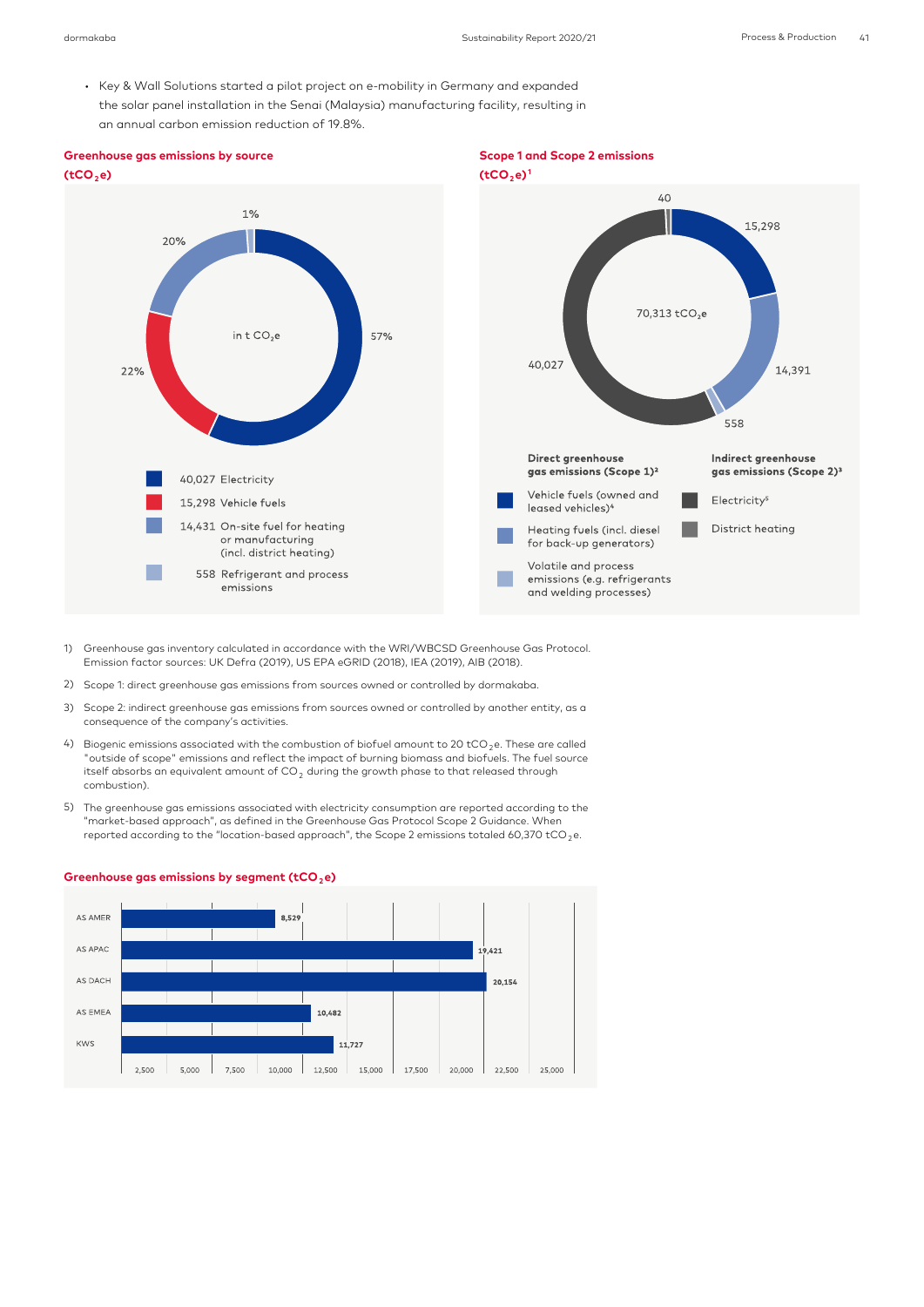- Key & Wall Solutions started a pilot project on e-mobility in Germany and expanded the solar panel installation in the Senai (Malaysia) manufacturing facility, resulting in an annual carbon emission reduction of 19.8%.

**Greenhouse gas emissions by source ($tCO_2e$)**

in t $CO_2e$

57%

22%

20%

1%

40,027 Electricity

15,298 Vehicle fuels

14,431 On-site fuel for heating or manufacturing (incl. district heating)

558 Refrigerant and process emissions

**Scope 1 and Scope 2 emissions ($tCO_2e$)[1]**

70,313 $tCO_2e$

40

15,298

14,391

558

40,027

Direct greenhouse gas emissions (Scope 1)[2]

Vehicle fuels (owned and leased vehicles)[4]

Heating fuels (incl. diesel for back-up generators)

Volatile and process emissions (e.g. refrigerants and welding processes)

Indirect greenhouse gas emissions (Scope 2)[3]

Electricity[5]

District heating

1) Greenhouse gas inventory calculated in accordance with the WRI/WBCSD Greenhouse Gas Protocol. Emission factor sources: UK Defra (2019), US EPA eGRID (2018), IEA (2019), AIB (2018).

2) Scope 1: direct greenhouse gas emissions from sources owned or controlled by dormakaba.

3) Scope 2: indirect greenhouse gas emissions from sources owned or controlled by another entity, as a consequence of the company's activities.

4) Biogenic emissions associated with the combustion of biofuel amount to 20 $tCO_2e$. These are called "outside of scope" emissions and reflect the impact of burning biomass and biofuels. The fuel source itself absorbs an equivalent amount of $CO_2$ during the growth phase to that released through combustion).

5) The greenhouse gas emissions associated with electricity consumption are reported according to the "market-based approach", as defined in the Greenhouse Gas Protocol Scope 2 Guidance. When reported according to the "location-based approach", the Scope 2 emissions totaled 60,370 $tCO_2e$.

**Greenhouse gas emissions by segment ($tCO_2e$)**

AS AMER 8,529

AS APAC 19,421

AS DACH 20,154

AS EMEA 10,482

KWS 11,727

2,500 5,000 7,500 10,000 12,500 15,000 17,500 20,000 22,500 25,000